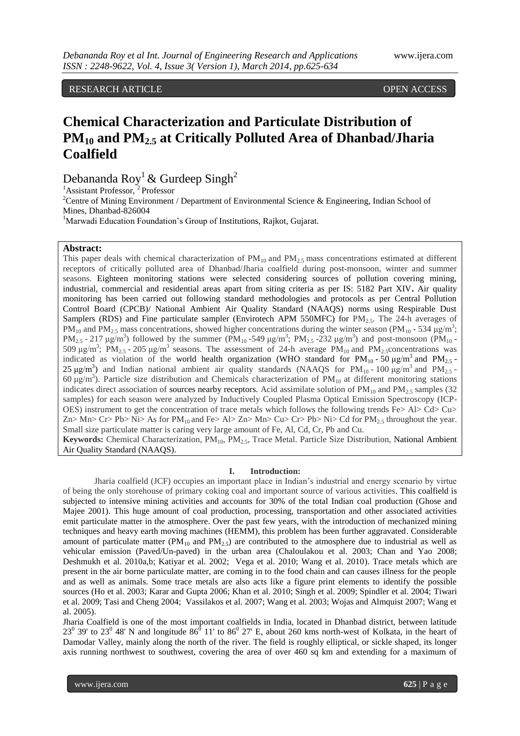RESEARCH ARTICLE OPEN ACCESS

# Chemical Characterization and Particulate Distribution of $PM_{10}$ and $PM_{2.5}$ at Critically Polluted Area of Dhanbad/Jharia Coalfield

Debananda Roy[1] & Gurdeep Singh[2]

[1]Assistant Professor, [2] Professor

[2]Centre of Mining Environment / Department of Environmental Science & Engineering, Indian School of Mines, Dhanbad-826004

[1]Marwadi Education Foundation's Group of Institutions, Rajkot, Gujarat.

**Abstract:**

This paper deals with chemical characterization of $PM_{10}$ and $PM_{2.5}$ mass concentrations estimated at different receptors of critically polluted area of Dhanbad/Jharia coalfield during post-monsoon, winter and summer seasons. Eighteen monitoring stations were selected considering sources of pollution covering mining, industrial, commercial and residential areas apart from siting criteria as per IS: 5182 Part XIV. Air quality monitoring has been carried out following standard methodologies and protocols as per Central Pollution Control Board (CPCB)/ National Ambient Air Quality Standard (NAAQS) norms using Respirable Dust Samplers (RDS) and Fine particulate sampler (Envirotech APM 550MFC) for $PM_{2.5}$. The 24-h averages of $PM_{10}$ and $PM_{2.5}$ mass concentrations, showed higher concentrations during the winter season ($PM_{10}$ - 534 $\mu g/m^3$; $PM_{2.5}$ - 217 $\mu g/m^3$) followed by the summer ($PM_{10}$ -549 $\mu g/m^3$; $PM_{2.5}$ -232 $\mu g/m^3$) and post-monsoon ($PM_{10}$ - 509 $\mu g/m^3$; $PM_{2.5}$ - 205 $\mu g/m^3$ seasons. The assessment of 24-h average $PM_{10}$ and $PM_{2.5}$concentrations was indicated as violation of the world health organization (WHO standard for $PM_{10}$ - 50 $\mu g/m^3$ and $PM_{2.5}$ - 25 $\mu g/m^3$) and Indian national ambient air quality standards (NAAQS for $PM_{10}$ - 100 $\mu g/m^3$ and $PM_{2.5}$ - 60 $\mu g/m^3$). Particle size distribution and Chemicals characterization of $PM_{10}$ at different monitoring stations indicates direct association of sources nearby receptors. Acid assimilate solution of $PM_{10}$ and $PM_{2.5}$ samples (32 samples) for each season were analyzed by Inductively Coupled Plasma Optical Emission Spectroscopy (ICP-OES) instrument to get the concentration of trace metals which follows the following trends Fe> Al> Cd> Cu> Zn> Mn> Cr> Pb> Ni> As for $PM_{10}$ and Fe> Al> Zn> Mn> Cu> Cr> Pb> Ni> Cd for $PM_{2.5}$ throughout the year. Small size particulate matter is caring very large amount of Fe, Al, Cd, Cr, Pb and Cu.

**Keywords:** Chemical Characterization, $PM_{10}$, $PM_{2.5}$, Trace Metal. Particle Size Distribution, National Ambient Air Quality Standard (NAAQS).

## I. Introduction:

Jharia coalfield (JCF) occupies an important place in Indian's industrial and energy scenario by virtue of being the only storehouse of primary coking coal and important source of various activities. This coalfield is subjected to intensive mining activities and accounts for 30% of the total Indian coal production (Ghose and Majee 2001). This huge amount of coal production, processing, transportation and other associated activities emit particulate matter in the atmosphere. Over the past few years, with the introduction of mechanized mining techniques and heavy earth moving machines (HEMM), this problem has been further aggravated. Considerable amount of particulate matter ($PM_{10}$ and $PM_{2.5}$) are contributed to the atmosphere due to industrial as well as vehicular emission (Paved/Un-paved) in the urban area (Chaloulakou et al. 2003; Chan and Yao 2008; Deshmukh et al. 2010a,b; Katiyar et al. 2002; Vega et al. 2010; Wang et al. 2010). Trace metals which are present in the air borne particulate matter, are coming in to the food chain and can causes illness for the people and as well as animals. Some trace metals are also acts like a figure print elements to identify the possible sources (Ho et al. 2003; Karar and Gupta 2006; Khan et al. 2010; Singh et al. 2009; Spindler et al. 2004; Tiwari et al. 2009; Tasi and Cheng 2004; Vassilakos et al. 2007; Wang et al. 2003; Wojas and Almquist 2007; Wang et al. 2005).

Jharia Coalfield is one of the most important coalfields in India, located in Dhanbad district, between latitude $23^0$ 39' to $23^0$ 48' N and longitude $86^0$ 11' to $86^0$ 27' E, about 260 kms north-west of Kolkata, in the heart of Damodar Valley, mainly along the north of the river. The field is roughly elliptical, or sickle shaped, its longer axis running northwest to southwest, covering the area of over 460 sq km and extending for a maximum of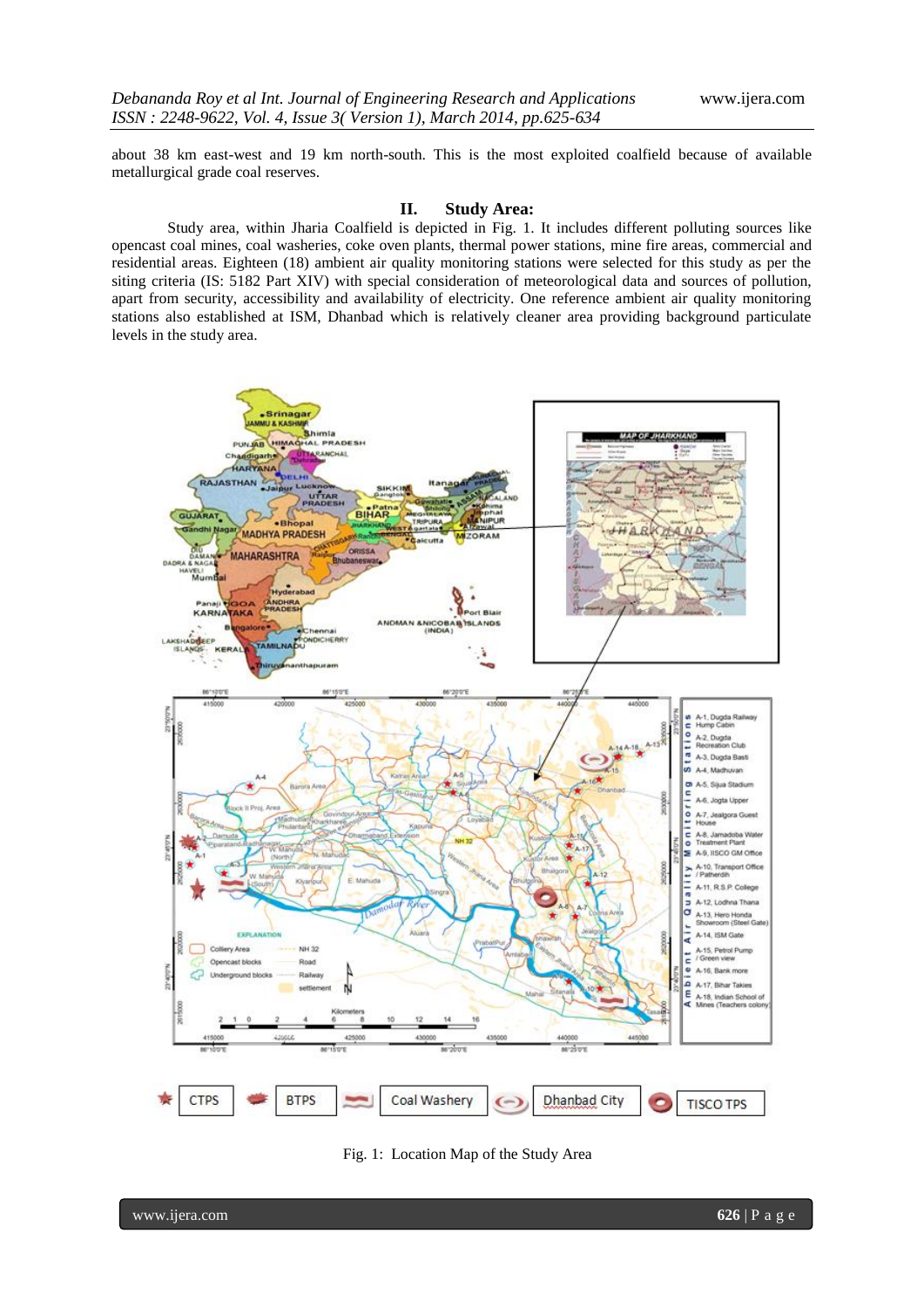about 38 km east-west and 19 km north-south. This is the most exploited coalfield because of available metallurgical grade coal reserves.

## II. Study Area:

Study area, within Jharia Coalfield is depicted in Fig. 1. It includes different polluting sources like opencast coal mines, coal washeries, coke oven plants, thermal power stations, mine fire areas, commercial and residential areas. Eighteen (18) ambient air quality monitoring stations were selected for this study as per the siting criteria (IS: 5182 Part XIV) with special consideration of meteorological data and sources of pollution, apart from security, accessibility and availability of electricity. One reference ambient air quality monitoring stations also established at ISM, Dhanbad which is relatively cleaner area providing background particulate levels in the study area.

Fig. 1: Location Map of the Study Area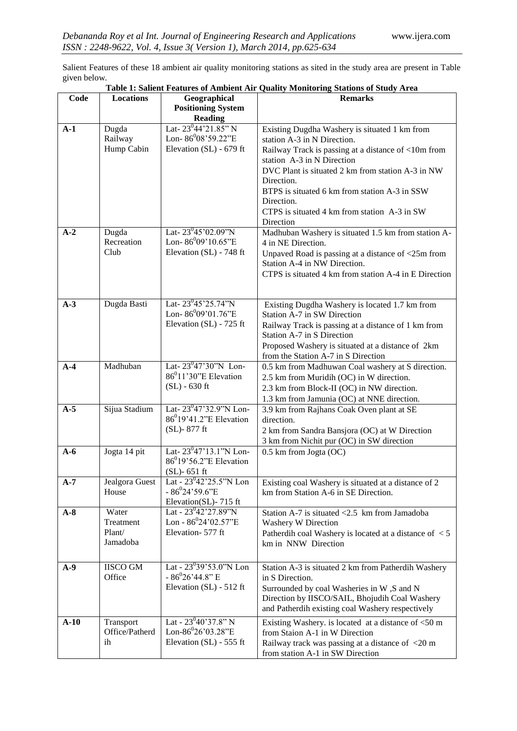Salient Features of these 18 ambient air quality monitoring stations as sited in the study area are present in Table given below.

**Table 1: Salient Features of Ambient Air Quality Monitoring Stations of Study Area**

| Code | Locations | Geographical Positioning System Reading | Remarks |
|---|---|---|---|
| **A-1** | Dugda Railway Hump Cabin | Lat- $23^0$44'21.85" N<br>Lon- $86^0$08'59.22"E<br>Elevation (SL) - 679 ft | Existing Dugdha Washery is situated 1 km from station A-3 in N Direction.<br>Railway Track is passing at a distance of <10m from station A-3 in N Direction<br>DVC Plant is situated 2 km from station A-3 in NW Direction.<br>BTPS is situated 6 km from station A-3 in SSW Direction.<br>CTPS is situated 4 km from station A-3 in SW Direction |
| **A-2** | Dugda Recreation Club | Lat- $23^0$45'02.09"N<br>Lon- $86^0$09'10.65"E<br>Elevation (SL) - 748 ft | Madhuban Washery is situated 1.5 km from station A-4 in NE Direction.<br>Unpaved Road is passing at a distance of <25m from Station A-4 in NW Direction.<br>CTPS is situated 4 km from station A-4 in E Direction |
| **A-3** | Dugda Basti | Lat- $23^0$45'25.74"N<br>Lon- $86^0$09'01.76"E<br>Elevation (SL) - 725 ft | Existing Dugdha Washery is located 1.7 km from Station A-7 in SW Direction<br>Railway Track is passing at a distance of 1 km from Station A-7 in S Direction<br>Proposed Washery is situated at a distance of 2km from the Station A-7 in S Direction |
| **A-4** | Madhuban | Lat- $23^0$47'30"N Lon- $86^0$11'30"E Elevation (SL) - 630 ft | 0.5 km from Madhuwan Coal washery at S direction.<br>2.5 km from Muridih (OC) in W direction.<br>2.3 km from Block-II (OC) in NW direction.<br>1.3 km from Jamunia (OC) at NNE direction. |
| **A-5** | Sijua Stadium | Lat- $23^0$47'32.9"N Lon- $86^0$19'41.2"E Elevation (SL)- 877 ft | 3.9 km from Rajhans Coak Oven plant at SE direction.<br>2 km from Sandra Bansjora (OC) at W Direction<br>3 km from Nichit pur (OC) in SW direction |
| **A-6** | Jogta 14 pit | Lat- $23^0$47'13.1"N Lon- $86^0$19'56.2"E Elevation (SL)- 651 ft | 0.5 km from Jogta (OC) |
| **A-7** | Jealgora Guest House | Lat - $23^0$42'25.5"N Lon - $86^0$24'59.6"E<br>Elevation(SL)- 715 ft | Existing coal Washery is situated at a distance of 2 km from Station A-6 in SE Direction. |
| **A-8** | Water Treatment Plant/ Jamadoba | Lat - $23^0$42'27.89"N<br>Lon - $86^0$24'02.57"E<br>Elevation- 577 ft | Station A-7 is situated <2.5 km from Jamadoba Washery W Direction<br>Patherdih coal Washery is located at a distance of < 5 km in NNW Direction |
| **A-9** | IISCO GM Office | Lat - $23^0$39'53.0"N Lon - $86^0$26'44.8" E<br>Elevation (SL) - 512 ft | Station A-3 is situated 2 km from Patherdih Washery in S Direction.<br>Surrounded by coal Washeries in W ,S and N Direction by IISCO/SAIL, Bhojudih Coal Washery and Patherdih existing coal Washery respectively |
| **A-10** | Transport Office/Patherdih | Lat - $23^0$40'37.8" N<br>Lon-$86^0$26'03.28"E<br>Elevation (SL) - 555 ft | Existing Washery. is located at a distance of <50 m from Staion A-1 in W Direction<br>Railway track was passing at a distance of <20 m from station A-1 in SW Direction |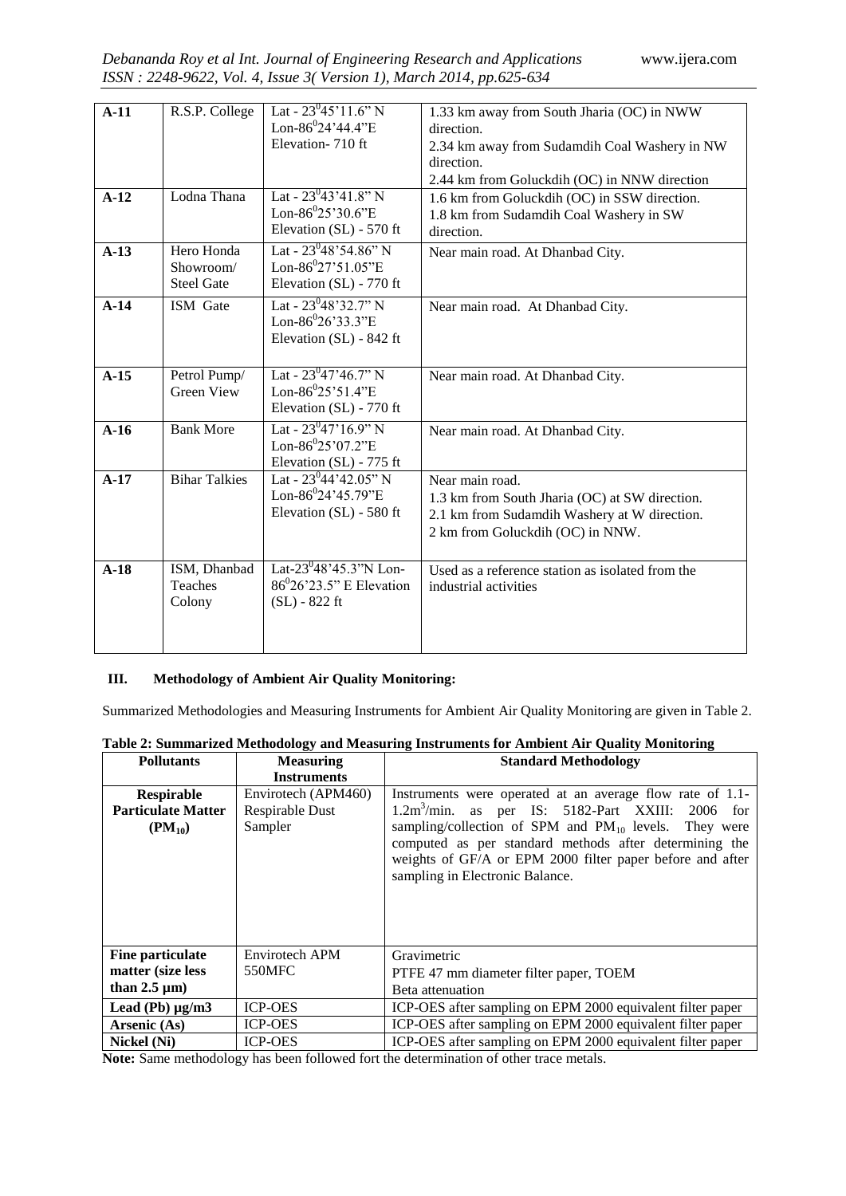| A-11 | R.S.P. College | Lat - $23^0 45$'11.6" N<br>Lon-$86^0 24$'44.4"E<br>Elevation- 710 ft | 1.33 km away from South Jharia (OC) in NWW direction.<br>2.34 km away from Sudamdih Coal Washery in NW direction.<br>2.44 km from Goluckdih (OC) in NNW direction |
|---|---|---|---|
| A-12 | Lodna Thana | Lat - $23^0 43$'41.8" N<br>Lon-$86^0 25$'30.6"E<br>Elevation (SL) - 570 ft | 1.6 km from Goluckdih (OC) in SSW direction.<br>1.8 km from Sudamdih Coal Washery in SW direction. |
| A-13 | Hero Honda Showroom/ Steel Gate | Lat - $23^0 48$'54.86" N<br>Lon-$86^0 27$'51.05"E<br>Elevation (SL) - 770 ft | Near main road. At Dhanbad City. |
| A-14 | ISM Gate | Lat - $23^0 48$'32.7" N<br>Lon-$86^0 26$'33.3"E<br>Elevation (SL) - 842 ft | Near main road. At Dhanbad City. |
| A-15 | Petrol Pump/ Green View | Lat - $23^0 47$'46.7" N<br>Lon-$86^0 25$'51.4"E<br>Elevation (SL) - 770 ft | Near main road. At Dhanbad City. |
| A-16 | Bank More | Lat - $23^0 47$'16.9" N<br>Lon-$86^0 25$'07.2"E<br>Elevation (SL) - 775 ft | Near main road. At Dhanbad City. |
| A-17 | Bihar Talkies | Lat - $23^0 44$'42.05" N<br>Lon-$86^0 24$'45.79"E<br>Elevation (SL) - 580 ft | Near main road.<br>1.3 km from South Jharia (OC) at SW direction.<br>2.1 km from Sudamdih Washery at W direction.<br>2 km from Goluckdih (OC) in NNW. |
| A-18 | ISM, Dhanbad Teaches Colony | Lat-$23^0 48$'45.3"N Lon-$86^0 26$'23.5" E Elevation (SL) - 822 ft | Used as a reference station as isolated from the industrial activities |

## III. Methodology of Ambient Air Quality Monitoring:

Summarized Methodologies and Measuring Instruments for Ambient Air Quality Monitoring are given in Table 2.

**Table 2: Summarized Methodology and Measuring Instruments for Ambient Air Quality Monitoring**

| Pollutants | Measuring Instruments | Standard Methodology |
|---|---|---|
| **Respirable Particulate Matter ($PM_{10}$)** | Envirotech (APM460) Respirable Dust Sampler | Instruments were operated at an average flow rate of 1.1-1.2$m^3$/min. as per IS: 5182-Part XXIII: 2006 for sampling/collection of SPM and $PM_{10}$ levels. They were computed as per standard methods after determining the weights of GF/A or EPM 2000 filter paper before and after sampling in Electronic Balance. |
| **Fine particulate matter (size less than 2.5 µm)** | Envirotech APM 550MFC | Gravimetric<br>PTFE 47 mm diameter filter paper, TOEM<br>Beta attenuation |
| **Lead (Pb) µg/m3** | ICP-OES | ICP-OES after sampling on EPM 2000 equivalent filter paper |
| **Arsenic (As)** | ICP-OES | ICP-OES after sampling on EPM 2000 equivalent filter paper |
| **Nickel (Ni)** | ICP-OES | ICP-OES after sampling on EPM 2000 equivalent filter paper |

**Note:** Same methodology has been followed fort the determination of other trace metals.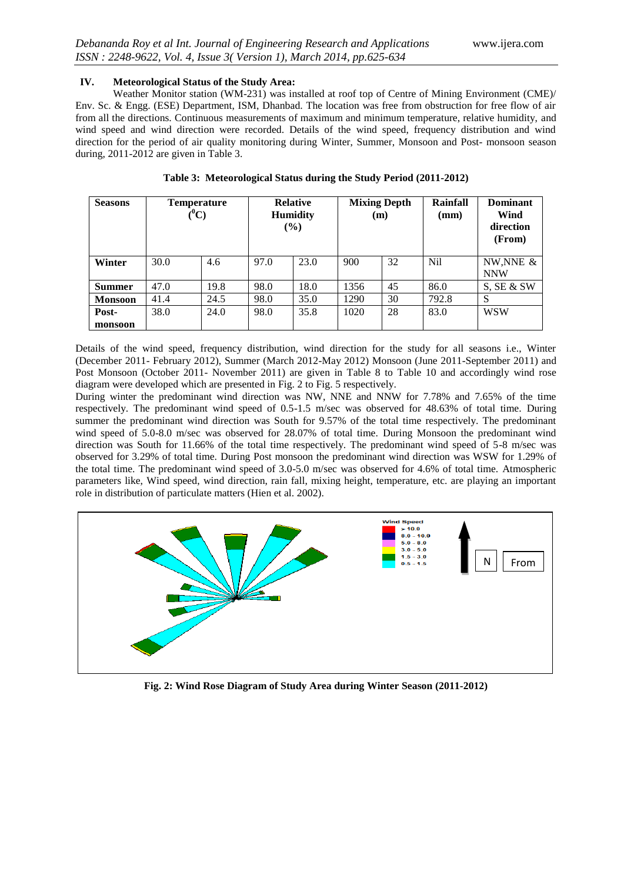## IV. Meteorological Status of the Study Area:

Weather Monitor station (WM-231) was installed at roof top of Centre of Mining Environment (CME)/ Env. Sc. & Engg. (ESE) Department, ISM, Dhanbad. The location was free from obstruction for free flow of air from all the directions. Continuous measurements of maximum and minimum temperature, relative humidity, and wind speed and wind direction were recorded. Details of the wind speed, frequency distribution and wind direction for the period of air quality monitoring during Winter, Summer, Monsoon and Post- monsoon season during, 2011-2012 are given in Table 3.

**Table 3: Meteorological Status during the Study Period (2011-2012)**

| Seasons | Temperature ($^0$C) | | Relative Humidity (%) | | Mixing Depth (m) | | Rainfall (mm) | Dominant Wind direction (From) |
|---|---|---|---|---|---|---|---|---|
| **Winter** | 30.0 | 4.6 | 97.0 | 23.0 | 900 | 32 | Nil | NW,NNE & NNW |
| **Summer** | 47.0 | 19.8 | 98.0 | 18.0 | 1356 | 45 | 86.0 | S, SE & SW |
| **Monsoon** | 41.4 | 24.5 | 98.0 | 35.0 | 1290 | 30 | 792.8 | S |
| **Post-monsoon** | 38.0 | 24.0 | 98.0 | 35.8 | 1020 | 28 | 83.0 | WSW |

Details of the wind speed, frequency distribution, wind direction for the study for all seasons i.e., Winter (December 2011- February 2012), Summer (March 2012-May 2012) Monsoon (June 2011-September 2011) and Post Monsoon (October 2011- November 2011) are given in Table 8 to Table 10 and accordingly wind rose diagram were developed which are presented in Fig. 2 to Fig. 5 respectively.

During winter the predominant wind direction was NW, NNE and NNW for 7.78% and 7.65% of the time respectively. The predominant wind speed of 0.5-1.5 m/sec was observed for 48.63% of total time. During summer the predominant wind direction was South for 9.57% of the total time respectively. The predominant wind speed of 5.0-8.0 m/sec was observed for 28.07% of total time. During Monsoon the predominant wind direction was South for 11.66% of the total time respectively. The predominant wind speed of 5-8 m/sec was observed for 3.29% of total time. During Post monsoon the predominant wind direction was WSW for 1.29% of the total time. The predominant wind speed of 3.0-5.0 m/sec was observed for 4.6% of total time. Atmospheric parameters like, Wind speed, wind direction, rain fall, mixing height, temperature, etc. are playing an important role in distribution of particulate matters (Hien et al. 2002).

**Fig. 2: Wind Rose Diagram of Study Area during Winter Season (2011-2012)**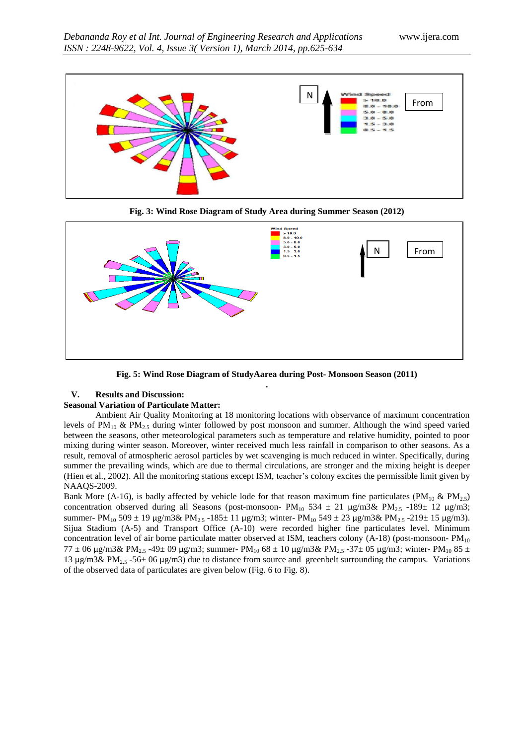Fig. 3: Wind Rose Diagram of Study Area during Summer Season (2012)

Fig. 5: Wind Rose Diagram of StudyAarea during Post- Monsoon Season (2011)

## V. Results and Discussion:

### Seasonal Variation of Particulate Matter:

Ambient Air Quality Monitoring at 18 monitoring locations with observance of maximum concentration levels of $PM_{10}$ & $PM_{2.5}$ during winter followed by post monsoon and summer. Although the wind speed varied between the seasons, other meteorological parameters such as temperature and relative humidity, pointed to poor mixing during winter season. Moreover, winter received much less rainfall in comparison to other seasons. As a result, removal of atmospheric aerosol particles by wet scavenging is much reduced in winter. Specifically, during summer the prevailing winds, which are due to thermal circulations, are stronger and the mixing height is deeper (Hien et al., 2002). All the monitoring stations except ISM, teacher's colony excites the permissible limit given by NAAQS-2009.

Bank More (A-16), is badly affected by vehicle lode for that reason maximum fine particulates ($PM_{10}$ & $PM_{2.5}$) concentration observed during all Seasons (post-monsoon- $PM_{10}$ 534 ± 21 μg/m3& $PM_{2.5}$ -189± 12 μg/m3; summer- $PM_{10}$ 509 ± 19 μg/m3& $PM_{2.5}$ -185± 11 μg/m3; winter- $PM_{10}$ 549 ± 23 μg/m3& $PM_{2.5}$ -219± 15 μg/m3). Sijua Stadium (A-5) and Transport Office (A-10) were recorded higher fine particulates level. Minimum concentration level of air borne particulate matter observed at ISM, teachers colony (A-18) (post-monsoon- $PM_{10}$ 77 ± 06 μg/m3& $PM_{2.5}$ -49± 09 μg/m3; summer- $PM_{10}$ 68 ± 10 μg/m3& $PM_{2.5}$ -37± 05 μg/m3; winter- $PM_{10}$ 85 ± 13 μg/m3& $PM_{2.5}$ -56± 06 μg/m3) due to distance from source and greenbelt surrounding the campus. Variations of the observed data of particulates are given below (Fig. 6 to Fig. 8).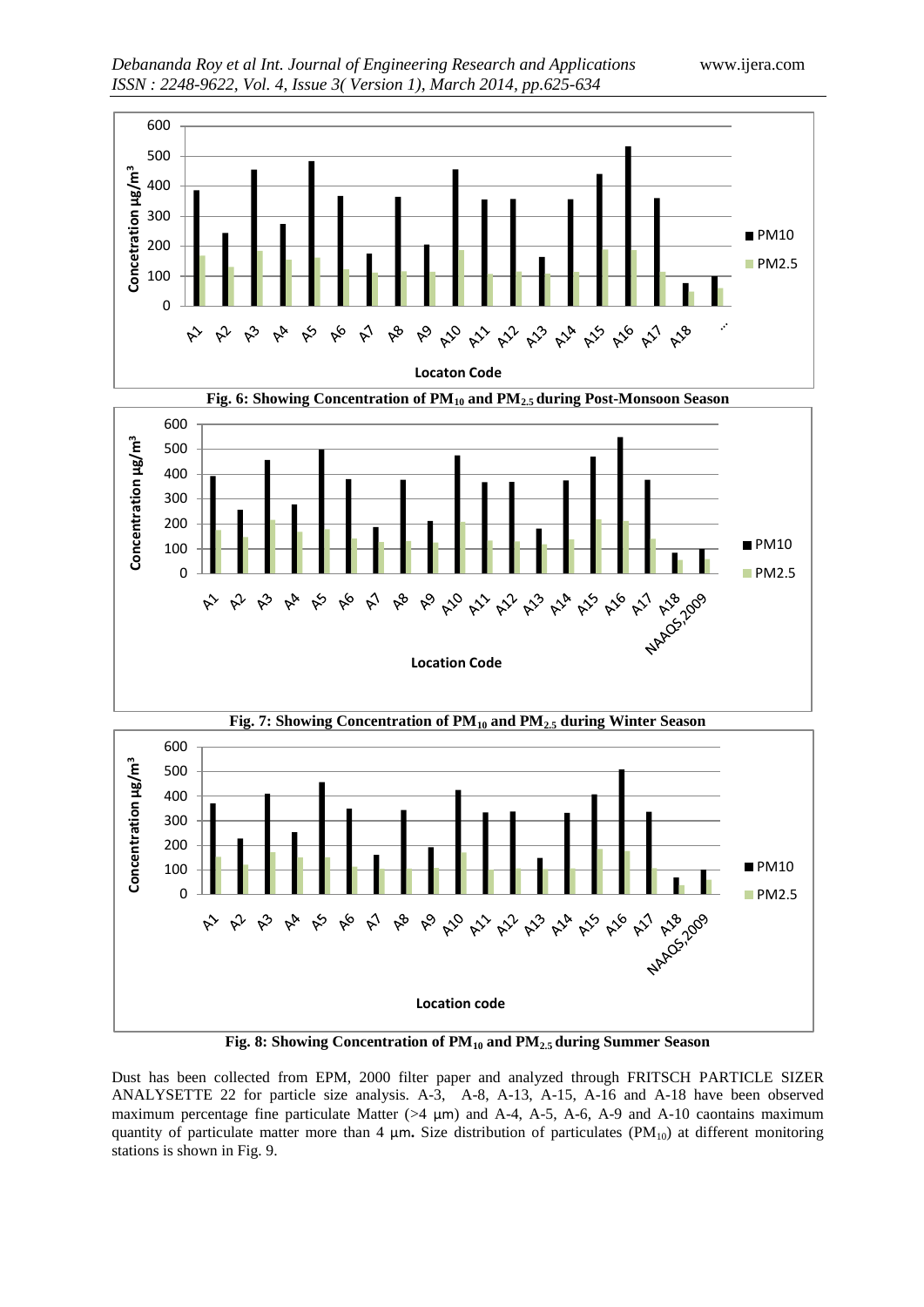Fig. 6: Showing Concentration of $PM_{10}$ and $PM_{2.5}$ during Post-Monsoon Season

Fig. 7: Showing Concentration of $PM_{10}$ and $PM_{2.5}$ during Winter Season

Fig. 8: Showing Concentration of $PM_{10}$ and $PM_{2.5}$ during Summer Season

Dust has been collected from EPM, 2000 filter paper and analyzed through FRITSCH PARTICLE SIZER ANALYSETTE 22 for particle size analysis. A-3, A-8, A-13, A-15, A-16 and A-18 have been observed maximum percentage fine particulate Matter (>4 μm) and A-4, A-5, A-6, A-9 and A-10 caontains maximum quantity of particulate matter more than 4 μm**.** Size distribution of particulates ($PM_{10}$) at different monitoring stations is shown in Fig. 9.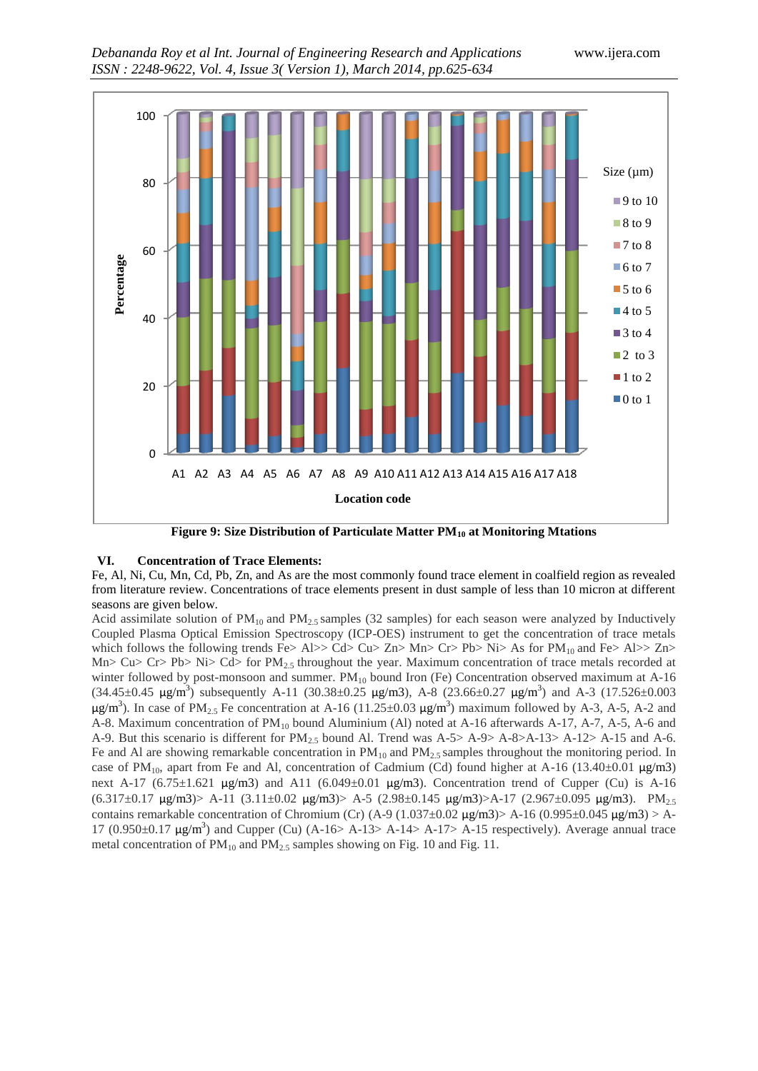**Figure 9: Size Distribution of Particulate Matter $PM_{10}$ at Monitoring Mtations**

## VI. Concentration of Trace Elements:

Fe, Al, Ni, Cu, Mn, Cd, Pb, Zn, and As are the most commonly found trace element in coalfield region as revealed from literature review. Concentrations of trace elements present in dust sample of less than 10 micron at different seasons are given below.

Acid assimilate solution of $PM_{10}$ and $PM_{2.5}$ samples (32 samples) for each season were analyzed by Inductively Coupled Plasma Optical Emission Spectroscopy (ICP-OES) instrument to get the concentration of trace metals which follows the following trends Fe> Al>> Cd> Cu> Zn> Mn> Cr> Pb> Ni> As for $PM_{10}$ and Fe> Al>> Zn> Mn> Cu> Cr> Pb> Ni> Cd> for $PM_{2.5}$ throughout the year. Maximum concentration of trace metals recorded at winter followed by post-monsoon and summer. $PM_{10}$ bound Iron (Fe) Concentration observed maximum at A-16 (34.45±0.45 $\mu g/m^3$) subsequently A-11 (30.38±0.25 μg/m3), A-8 (23.66±0.27 $\mu g/m^3$) and A-3 (17.526±0.003 $\mu g/m^3$). In case of $PM_{2.5}$ Fe concentration at A-16 (11.25±0.03 $\mu g/m^3$) maximum followed by A-3, A-5, A-2 and A-8. Maximum concentration of $PM_{10}$ bound Aluminium (Al) noted at A-16 afterwards A-17, A-7, A-5, A-6 and A-9. But this scenario is different for $PM_{2.5}$ bound Al. Trend was A-5> A-9> A-8>A-13> A-12> A-15 and A-6. Fe and Al are showing remarkable concentration in $PM_{10}$ and $PM_{2.5}$ samples throughout the monitoring period. In case of $PM_{10}$, apart from Fe and Al, concentration of Cadmium (Cd) found higher at A-16 (13.40±0.01 μg/m3) next A-17 (6.75±1.621 μg/m3) and A11 (6.049±0.01 μg/m3). Concentration trend of Cupper (Cu) is A-16 (6.317±0.17 μg/m3)> A-11 (3.11±0.02 μg/m3)> A-5 (2.98±0.145 μg/m3)>A-17 (2.967±0.095 μg/m3). $PM_{2.5}$ contains remarkable concentration of Chromium (Cr) (A-9 (1.037±0.02 μg/m3)> A-16 (0.995±0.045 μg/m3) > A-17 (0.950±0.17 $\mu g/m^3$) and Cupper (Cu) (A-16> A-13> A-14> A-17> A-15 respectively). Average annual trace metal concentration of $PM_{10}$ and $PM_{2.5}$ samples showing on Fig. 10 and Fig. 11.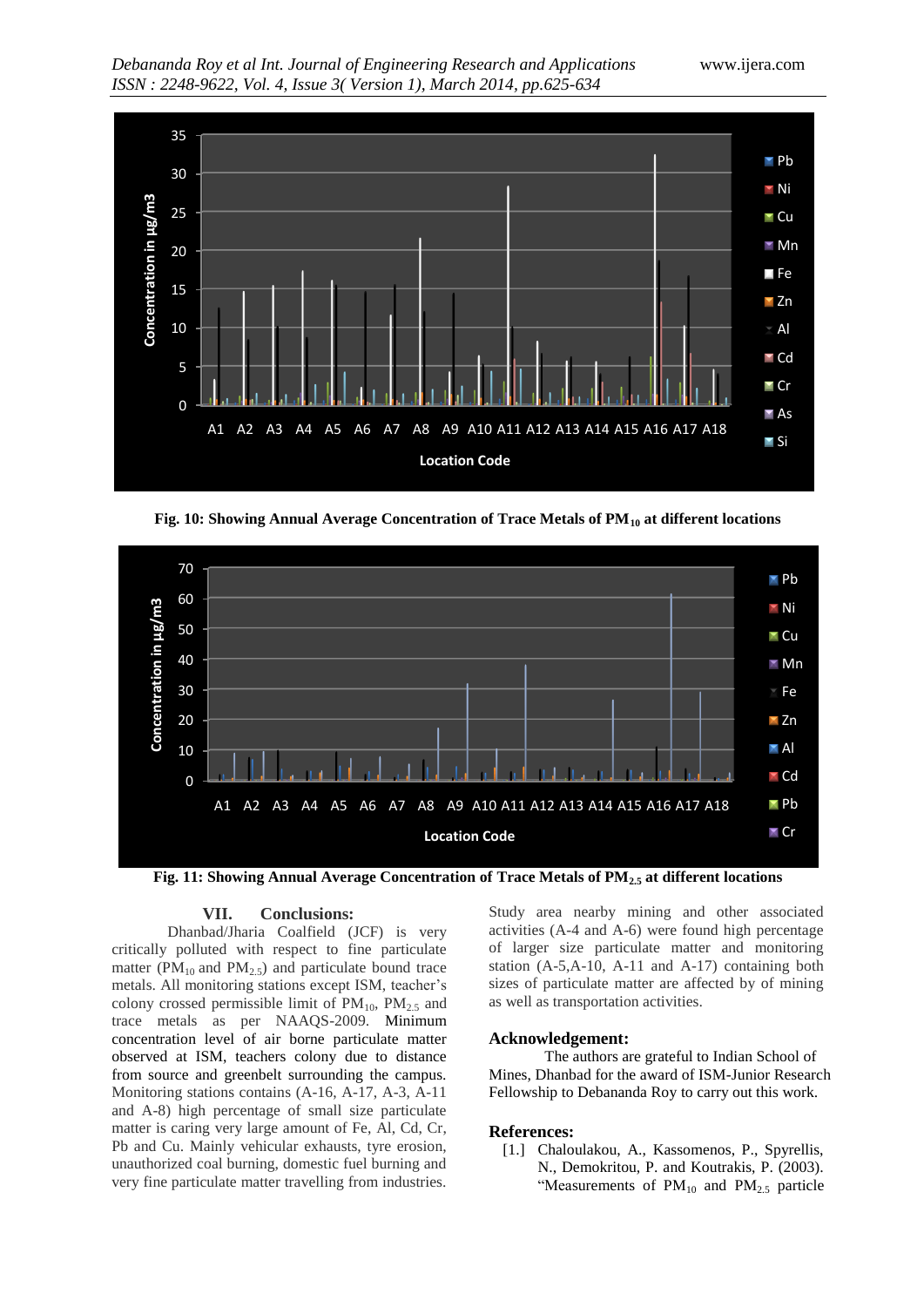Fig. 10: Showing Annual Average Concentration of Trace Metals of $PM_{10}$ at different locations

Fig. 11: Showing Annual Average Concentration of Trace Metals of $PM_{2.5}$ at different locations

## VII. Conclusions:

Dhanbad/Jharia Coalfield (JCF) is very critically polluted with respect to fine particulate matter ($PM_{10}$ and $PM_{2.5}$) and particulate bound trace metals. All monitoring stations except ISM, teacher's colony crossed permissible limit of $PM_{10}$, $PM_{2.5}$ and trace metals as per NAAQS-2009. Minimum concentration level of air borne particulate matter observed at ISM, teachers colony due to distance from source and greenbelt surrounding the campus. Monitoring stations contains (A-16, A-17, A-3, A-11 and A-8) high percentage of small size particulate matter is caring very large amount of Fe, Al, Cd, Cr, Pb and Cu. Mainly vehicular exhausts, tyre erosion, unauthorized coal burning, domestic fuel burning and very fine particulate matter travelling from industries. Study area nearby mining and other associated activities (A-4 and A-6) were found high percentage of larger size particulate matter and monitoring station (A-5,A-10, A-11 and A-17) containing both sizes of particulate matter are affected by of mining as well as transportation activities.

## Acknowledgement:

The authors are grateful to Indian School of Mines, Dhanbad for the award of ISM-Junior Research Fellowship to Debananda Roy to carry out this work.

## References:

[1.] Chaloulakou, A., Kassomenos, P., Spyrellis, N., Demokritou, P. and Koutrakis, P. (2003). "Measurements of $PM_{10}$ and $PM_{2.5}$ particle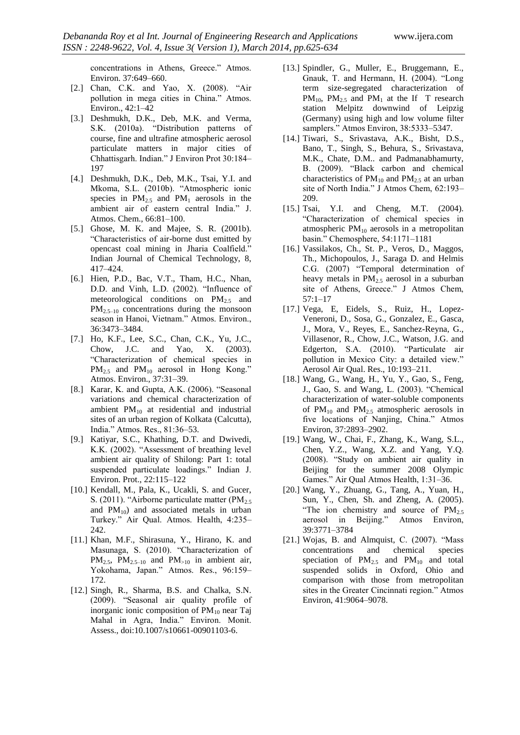concentrations in Athens, Greece." Atmos. Environ. 37:649–660.

[2.] Chan, C.K. and Yao, X. (2008). "Air pollution in mega cities in China." Atmos. Environ., 42:1–42

[3.] Deshmukh, D.K., Deb, M.K. and Verma, S.K. (2010a). "Distribution patterns of course, fine and ultrafine atmospheric aerosol particulate matters in major cities of Chhattisgarh. Indian." J Environ Prot 30:184–197

[4.] Deshmukh, D.K., Deb, M.K., Tsai, Y.I. and Mkoma, S.L. (2010b). "Atmospheric ionic species in $PM_{2.5}$ and $PM_1$ aerosols in the ambient air of eastern central India." J. Atmos. Chem., 66:81–100.

[5.] Ghose, M. K. and Majee, S. R. (2001b). "Characteristics of air-borne dust emitted by opencast coal mining in Jharia Coalfield." Indian Journal of Chemical Technology, 8, 417–424.

[6.] Hien, P.D., Bac, V.T., Tham, H.C., Nhan, D.D. and Vinh, L.D. (2002). "Influence of meteorological conditions on $PM_{2.5}$ and $PM_{2.5–10}$ concentrations during the monsoon season in Hanoi, Vietnam." Atmos. Environ., 36:3473–3484.

[7.] Ho, K.F., Lee, S.C., Chan, C.K., Yu, J.C., Chow, J.C. and Yao, X. (2003). "Characterization of chemical species in $PM_{2.5}$ and $PM_{10}$ aerosol in Hong Kong." Atmos. Environ., 37:31–39.

[8.] Karar, K. and Gupta, A.K. (2006). "Seasonal variations and chemical characterization of ambient $PM_{10}$ at residential and industrial sites of an urban region of Kolkata (Calcutta), India." Atmos. Res., 81:36–53.

[9.] Katiyar, S.C., Khathing, D.T. and Dwivedi, K.K. (2002). "Assessment of breathing level ambient air quality of Shilong: Part 1: total suspended particulate loadings." Indian J. Environ. Prot., 22:115–122

[10.] Kendall, M., Pala, K., Ucakli, S. and Gucer, S. (2011). "Airborne particulate matter ($PM_{2.5}$ and $PM_{10}$) and associated metals in urban Turkey." Air Qual. Atmos. Health, 4:235–242.

[11.] Khan, M.F., Shirasuna, Y., Hirano, K. and Masunaga, S. (2010). "Characterization of $PM_{2.5}$, $PM_{2.5–10}$ and $PM_{>10}$ in ambient air, Yokohama, Japan." Atmos. Res., 96:159–172.

[12.] Singh, R., Sharma, B.S. and Chalka, S.N. (2009). "Seasonal air quality profile of inorganic ionic composition of $PM_{10}$ near Taj Mahal in Agra, India." Environ. Monit. Assess., doi:10.1007/s10661-00901103-6.

[13.] Spindler, G., Muller, E., Bruggemann, E., Gnauk, T. and Hermann, H. (2004). "Long term size-segregated characterization of $PM_{10}$, $PM_{2.5}$ and $PM_1$ at the If T research station Melpitz downwind of Leipzig (Germany) using high and low volume filter samplers." Atmos Environ, 38:5333–5347.

[14.] Tiwari, S., Srivastava, A.K., Bisht, D.S., Bano, T., Singh, S., Behura, S., Srivastava, M.K., Chate, D.M.. and Padmanabhamurty, B. (2009). "Black carbon and chemical characteristics of $PM_{10}$ and $PM_{2.5}$ at an urban site of North India." J Atmos Chem, 62:193–209.

[15.] Tsai, Y.I. and Cheng, M.T. (2004). "Characterization of chemical species in atmospheric $PM_{10}$ aerosols in a metropolitan basin." Chemosphere, 54:1171–1181

[16.] Vassilakos, Ch., St. P., Veros, D., Maggos, Th., Michopoulos, J., Saraga D. and Helmis C.G. (2007) "Temporal determination of heavy metals in $PM_{2.5}$ aerosol in a suburban site of Athens, Greece." J Atmos Chem, 57:1–17

[17.] Vega, E, Eidels, S., Ruiz, H., Lopez-Veneroni, D., Sosa, G., Gonzalez, E., Gasca, J., Mora, V., Reyes, E., Sanchez-Reyna, G., Villasenor, R., Chow, J.C., Watson, J.G. and Edgerton, S.A. (2010). "Particulate air pollution in Mexico City: a detailed view." Aerosol Air Qual. Res., 10:193–211.

[18.] Wang, G., Wang, H., Yu, Y., Gao, S., Feng, J., Gao, S. and Wang, L. (2003). "Chemical characterization of water-soluble components of $PM_{10}$ and $PM_{2.5}$ atmospheric aerosols in five locations of Nanjing, China." Atmos Environ, 37:2893–2902.

[19.] Wang, W., Chai, F., Zhang, K., Wang, S.L., Chen, Y.Z., Wang, X.Z. and Yang, Y.Q. (2008). "Study on ambient air quality in Beijing for the summer 2008 Olympic Games." Air Qual Atmos Health, 1:31–36.

[20.] Wang, Y., Zhuang, G., Tang, A., Yuan, H., Sun, Y., Chen, Sh. and Zheng, A. (2005). "The ion chemistry and source of $PM_{2.5}$ aerosol in Beijing." Atmos Environ, 39:3771–3784

[21.] Wojas, B. and Almquist, C. (2007). "Mass concentrations and chemical species speciation of $PM_{2.5}$ and $PM_{10}$ and total suspended solids in Oxford, Ohio and comparison with those from metropolitan sites in the Greater Cincinnati region." Atmos Environ, 41:9064–9078.